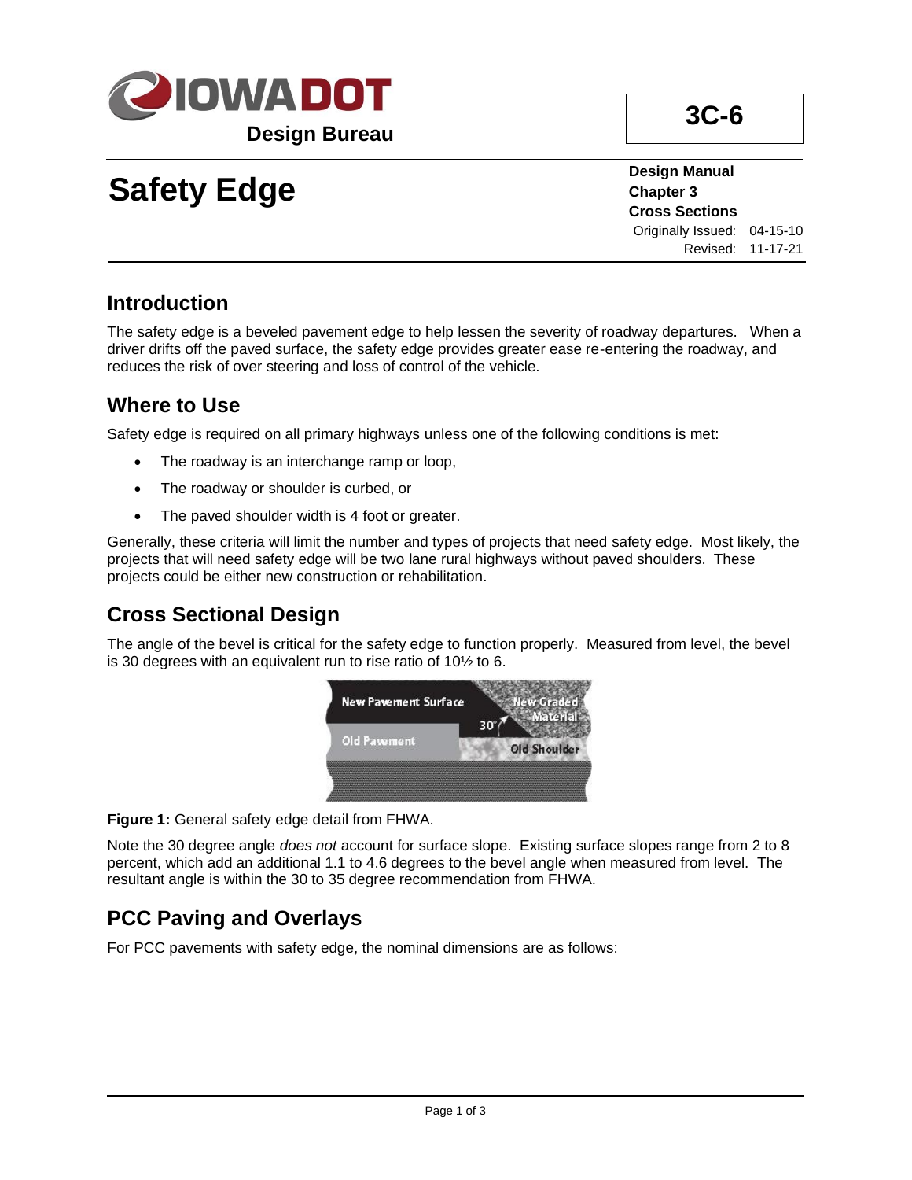Design Bureau

# 3C-6

# Safety Edge

**Design Manual**
**Chapter 3**
**Cross Sections**
Originally Issued: 04-15-10
Revised: 11-17-21

## Introduction

The safety edge is a beveled pavement edge to help lessen the severity of roadway departures. When a driver drifts off the paved surface, the safety edge provides greater ease re-entering the roadway, and reduces the risk of over steering and loss of control of the vehicle.

## Where to Use

Safety edge is required on all primary highways unless one of the following conditions is met:

- The roadway is an interchange ramp or loop,
- The roadway or shoulder is curbed, or
- The paved shoulder width is 4 foot or greater.

Generally, these criteria will limit the number and types of projects that need safety edge. Most likely, the projects that will need safety edge will be two lane rural highways without paved shoulders. These projects could be either new construction or rehabilitation.

## Cross Sectional Design

The angle of the bevel is critical for the safety edge to function properly. Measured from level, the bevel is 30 degrees with an equivalent run to rise ratio of 10½ to 6.

**Figure 1:** General safety edge detail from FHWA.

Note the 30 degree angle *does not* account for surface slope. Existing surface slopes range from 2 to 8 percent, which add an additional 1.1 to 4.6 degrees to the bevel angle when measured from level. The resultant angle is within the 30 to 35 degree recommendation from FHWA.

## PCC Paving and Overlays

For PCC pavements with safety edge, the nominal dimensions are as follows: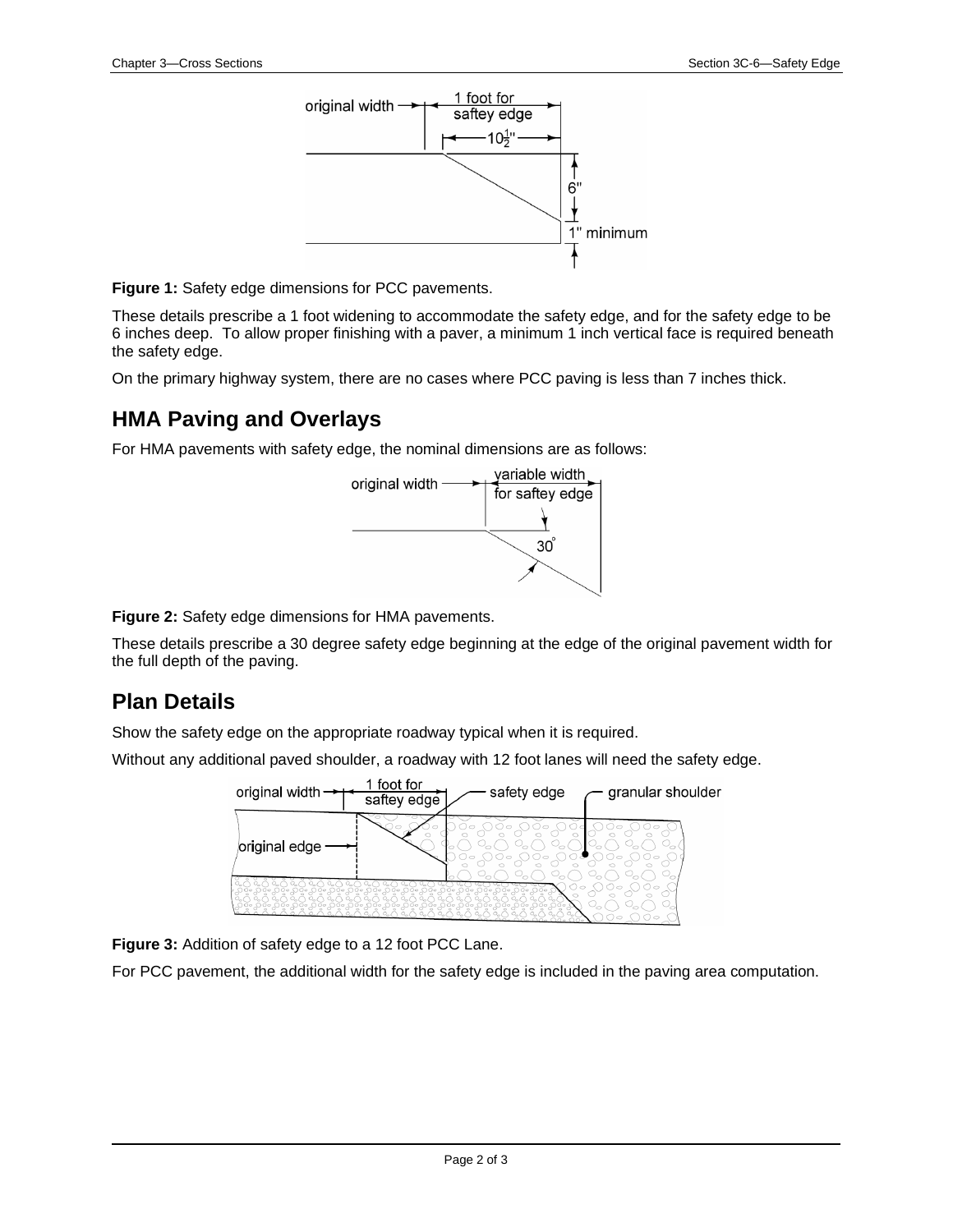**Figure 1:** Safety edge dimensions for PCC pavements.

These details prescribe a 1 foot widening to accommodate the safety edge, and for the safety edge to be 6 inches deep. To allow proper finishing with a paver, a minimum 1 inch vertical face is required beneath the safety edge.

On the primary highway system, there are no cases where PCC paving is less than 7 inches thick.

## HMA Paving and Overlays

For HMA pavements with safety edge, the nominal dimensions are as follows:

**Figure 2:** Safety edge dimensions for HMA pavements.

These details prescribe a 30 degree safety edge beginning at the edge of the original pavement width for the full depth of the paving.

## Plan Details

Show the safety edge on the appropriate roadway typical when it is required.

Without any additional paved shoulder, a roadway with 12 foot lanes will need the safety edge.

**Figure 3:** Addition of safety edge to a 12 foot PCC Lane.

For PCC pavement, the additional width for the safety edge is included in the paving area computation.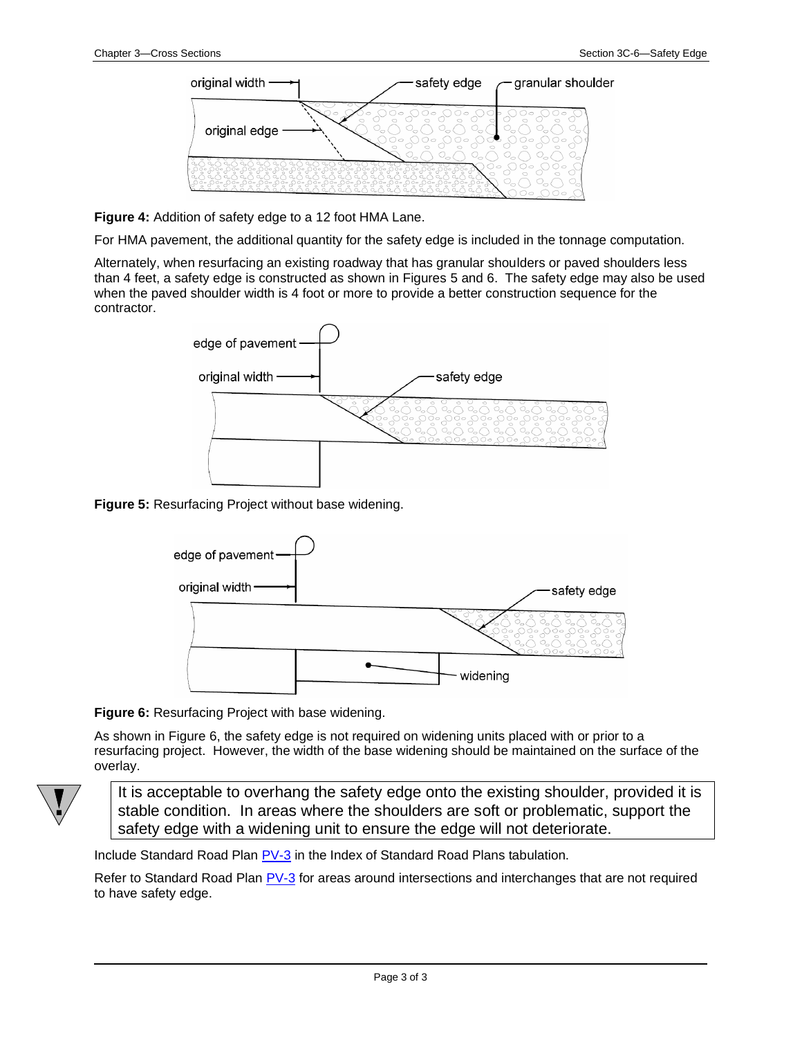**Figure 4:** Addition of safety edge to a 12 foot HMA Lane.

For HMA pavement, the additional quantity for the safety edge is included in the tonnage computation.

Alternately, when resurfacing an existing roadway that has granular shoulders or paved shoulders less than 4 feet, a safety edge is constructed as shown in Figures 5 and 6. The safety edge may also be used when the paved shoulder width is 4 foot or more to provide a better construction sequence for the contractor.

**Figure 5:** Resurfacing Project without base widening.

**Figure 6:** Resurfacing Project with base widening.

As shown in Figure 6, the safety edge is not required on widening units placed with or prior to a resurfacing project. However, the width of the base widening should be maintained on the surface of the overlay.

> It is acceptable to overhang the safety edge onto the existing shoulder, provided it is stable condition. In areas where the shoulders are soft or problematic, support the safety edge with a widening unit to ensure the edge will not deteriorate.

Include Standard Road Plan PV-3 in the Index of Standard Road Plans tabulation.

Refer to Standard Road Plan PV-3 for areas around intersections and interchanges that are not required to have safety edge.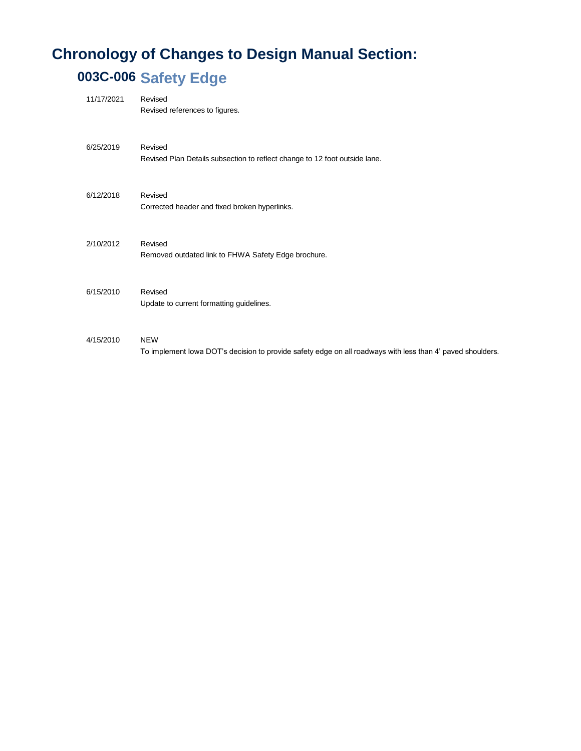# Chronology of Changes to Design Manual Section:

## 003C-006 Safety Edge

| | | |
|---|---|---|
| 11/17/2021 | Revised | Revised references to figures. |
| 6/25/2019 | Revised | Revised Plan Details subsection to reflect change to 12 foot outside lane. |
| 6/12/2018 | Revised | Corrected header and fixed broken hyperlinks. |
| 2/10/2012 | Revised | Removed outdated link to FHWA Safety Edge brochure. |
| 6/15/2010 | Revised | Update to current formatting guidelines. |
| 4/15/2010 | NEW | To implement Iowa DOT's decision to provide safety edge on all roadways with less than 4' paved shoulders. |